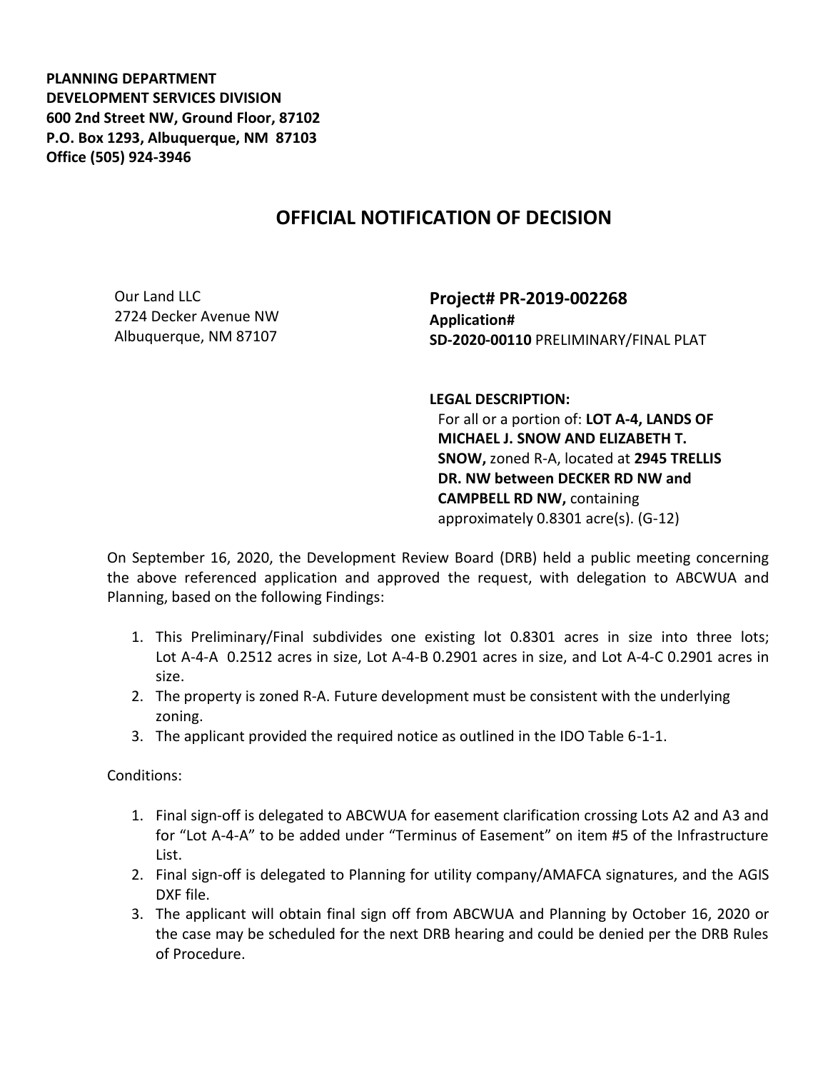**PLANNING DEPARTMENT**
**DEVELOPMENT SERVICES DIVISION**
**600 2nd Street NW, Ground Floor, 87102**
**P.O. Box 1293, Albuquerque, NM 87103**
**Office (505) 924-3946**

# OFFICIAL NOTIFICATION OF DECISION

Our Land LLC
2724 Decker Avenue NW
Albuquerque, NM 87107

**Project# PR-2019-002268**
**Application#**
**SD-2020-00110** PRELIMINARY/FINAL PLAT

**LEGAL DESCRIPTION:**
For all or a portion of: **LOT A-4, LANDS OF MICHAEL J. SNOW AND ELIZABETH T. SNOW,** zoned R-A, located at **2945 TRELLIS DR. NW between DECKER RD NW and CAMPBELL RD NW,** containing approximately 0.8301 acre(s). (G-12)

On September 16, 2020, the Development Review Board (DRB) held a public meeting concerning the above referenced application and approved the request, with delegation to ABCWUA and Planning, based on the following Findings:

1. This Preliminary/Final subdivides one existing lot 0.8301 acres in size into three lots; Lot A-4-A 0.2512 acres in size, Lot A-4-B 0.2901 acres in size, and Lot A-4-C 0.2901 acres in size.
2. The property is zoned R-A. Future development must be consistent with the underlying zoning.
3. The applicant provided the required notice as outlined in the IDO Table 6-1-1.

Conditions:

1. Final sign-off is delegated to ABCWUA for easement clarification crossing Lots A2 and A3 and for "Lot A-4-A" to be added under "Terminus of Easement" on item #5 of the Infrastructure List.
2. Final sign-off is delegated to Planning for utility company/AMAFCA signatures, and the AGIS DXF file.
3. The applicant will obtain final sign off from ABCWUA and Planning by October 16, 2020 or the case may be scheduled for the next DRB hearing and could be denied per the DRB Rules of Procedure.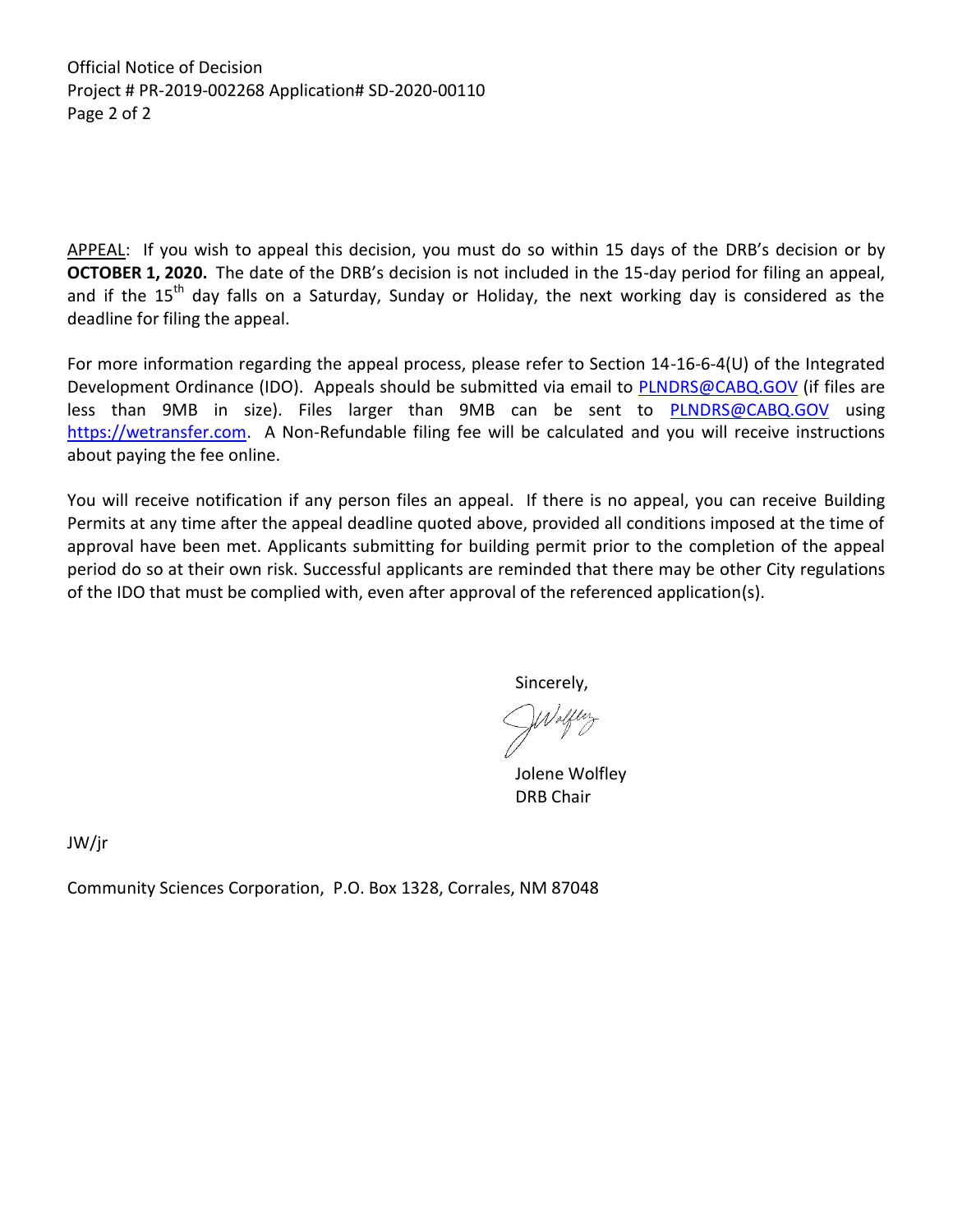Official Notice of Decision
Project # PR-2019-002268 Application# SD-2020-00110

APPEAL: If you wish to appeal this decision, you must do so within 15 days of the DRB's decision or by **OCTOBER 1, 2020.** The date of the DRB's decision is not included in the 15-day period for filing an appeal, and if the 15th day falls on a Saturday, Sunday or Holiday, the next working day is considered as the deadline for filing the appeal.

For more information regarding the appeal process, please refer to Section 14-16-6-4(U) of the Integrated Development Ordinance (IDO). Appeals should be submitted via email to PLNDRS@CABQ.GOV (if files are less than 9MB in size). Files larger than 9MB can be sent to PLNDRS@CABQ.GOV using https://wetransfer.com. A Non-Refundable filing fee will be calculated and you will receive instructions about paying the fee online.

You will receive notification if any person files an appeal. If there is no appeal, you can receive Building Permits at any time after the appeal deadline quoted above, provided all conditions imposed at the time of approval have been met. Applicants submitting for building permit prior to the completion of the appeal period do so at their own risk. Successful applicants are reminded that there may be other City regulations of the IDO that must be complied with, even after approval of the referenced application(s).

Sincerely,

JWolfley

Jolene Wolfley
DRB Chair

JW/jr

Community Sciences Corporation, P.O. Box 1328, Corrales, NM 87048